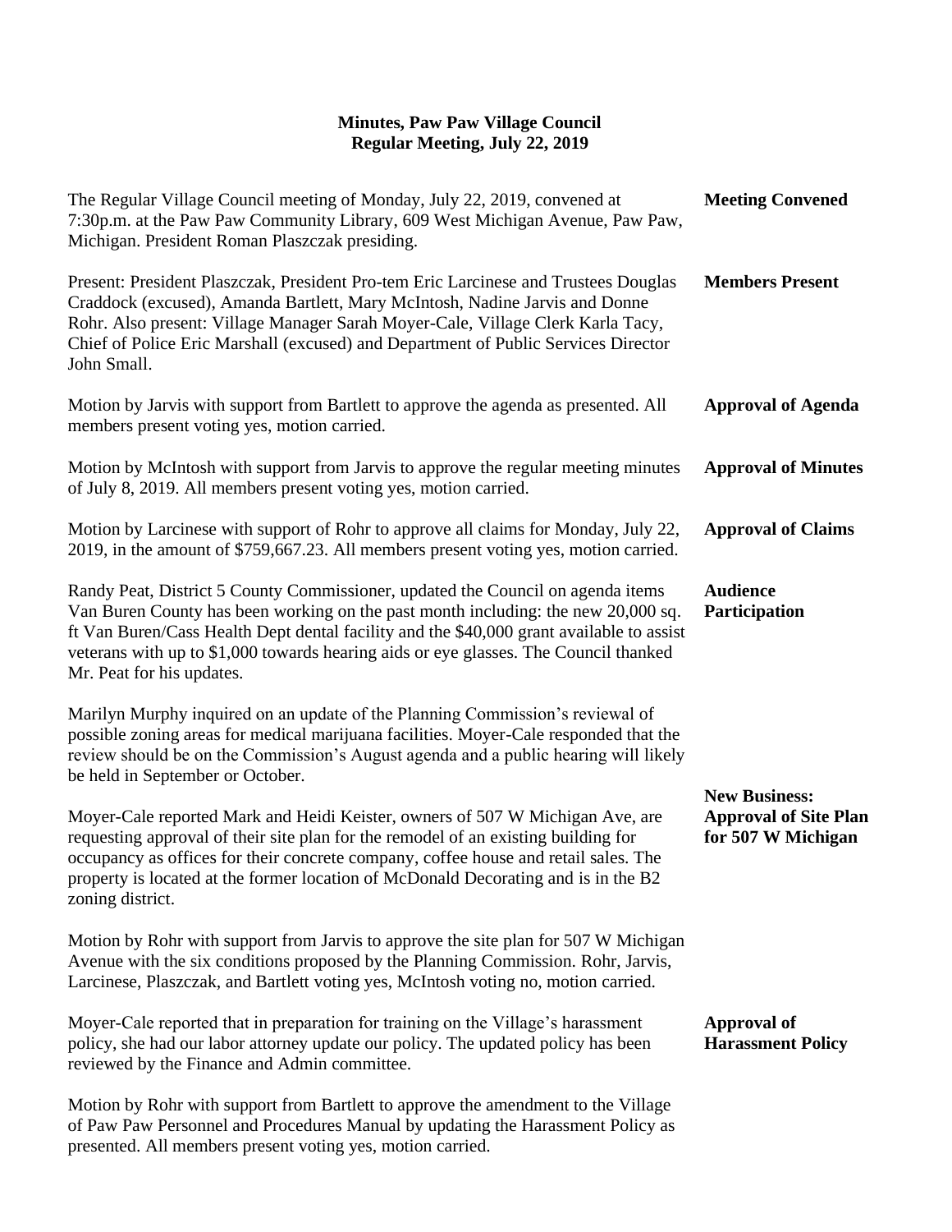**Minutes, Paw Paw Village Council**
**Regular Meeting, July 22, 2019**

**Meeting Convened**

The Regular Village Council meeting of Monday, July 22, 2019, convened at 7:30p.m. at the Paw Paw Community Library, 609 West Michigan Avenue, Paw Paw, Michigan. President Roman Plaszczak presiding.

**Members Present**

Present: President Plaszczak, President Pro-tem Eric Larcinese and Trustees Douglas Craddock (excused), Amanda Bartlett, Mary McIntosh, Nadine Jarvis and Donne Rohr. Also present: Village Manager Sarah Moyer-Cale, Village Clerk Karla Tacy, Chief of Police Eric Marshall (excused) and Department of Public Services Director John Small.

**Approval of Agenda**

Motion by Jarvis with support from Bartlett to approve the agenda as presented. All members present voting yes, motion carried.

**Approval of Minutes**

Motion by McIntosh with support from Jarvis to approve the regular meeting minutes of July 8, 2019. All members present voting yes, motion carried.

**Approval of Claims**

Motion by Larcinese with support of Rohr to approve all claims for Monday, July 22, 2019, in the amount of $759,667.23. All members present voting yes, motion carried.

**Audience Participation**

Randy Peat, District 5 County Commissioner, updated the Council on agenda items Van Buren County has been working on the past month including: the new 20,000 sq. ft Van Buren/Cass Health Dept dental facility and the $40,000 grant available to assist veterans with up to $1,000 towards hearing aids or eye glasses. The Council thanked Mr. Peat for his updates.

Marilyn Murphy inquired on an update of the Planning Commission's reviewal of possible zoning areas for medical marijuana facilities. Moyer-Cale responded that the review should be on the Commission's August agenda and a public hearing will likely be held in September or October.

**New Business: Approval of Site Plan for 507 W Michigan**

Moyer-Cale reported Mark and Heidi Keister, owners of 507 W Michigan Ave, are requesting approval of their site plan for the remodel of an existing building for occupancy as offices for their concrete company, coffee house and retail sales. The property is located at the former location of McDonald Decorating and is in the B2 zoning district.

Motion by Rohr with support from Jarvis to approve the site plan for 507 W Michigan Avenue with the six conditions proposed by the Planning Commission. Rohr, Jarvis, Larcinese, Plaszczak, and Bartlett voting yes, McIntosh voting no, motion carried.

**Approval of Harassment Policy**

Moyer-Cale reported that in preparation for training on the Village's harassment policy, she had our labor attorney update our policy. The updated policy has been reviewed by the Finance and Admin committee.

Motion by Rohr with support from Bartlett to approve the amendment to the Village of Paw Paw Personnel and Procedures Manual by updating the Harassment Policy as presented. All members present voting yes, motion carried.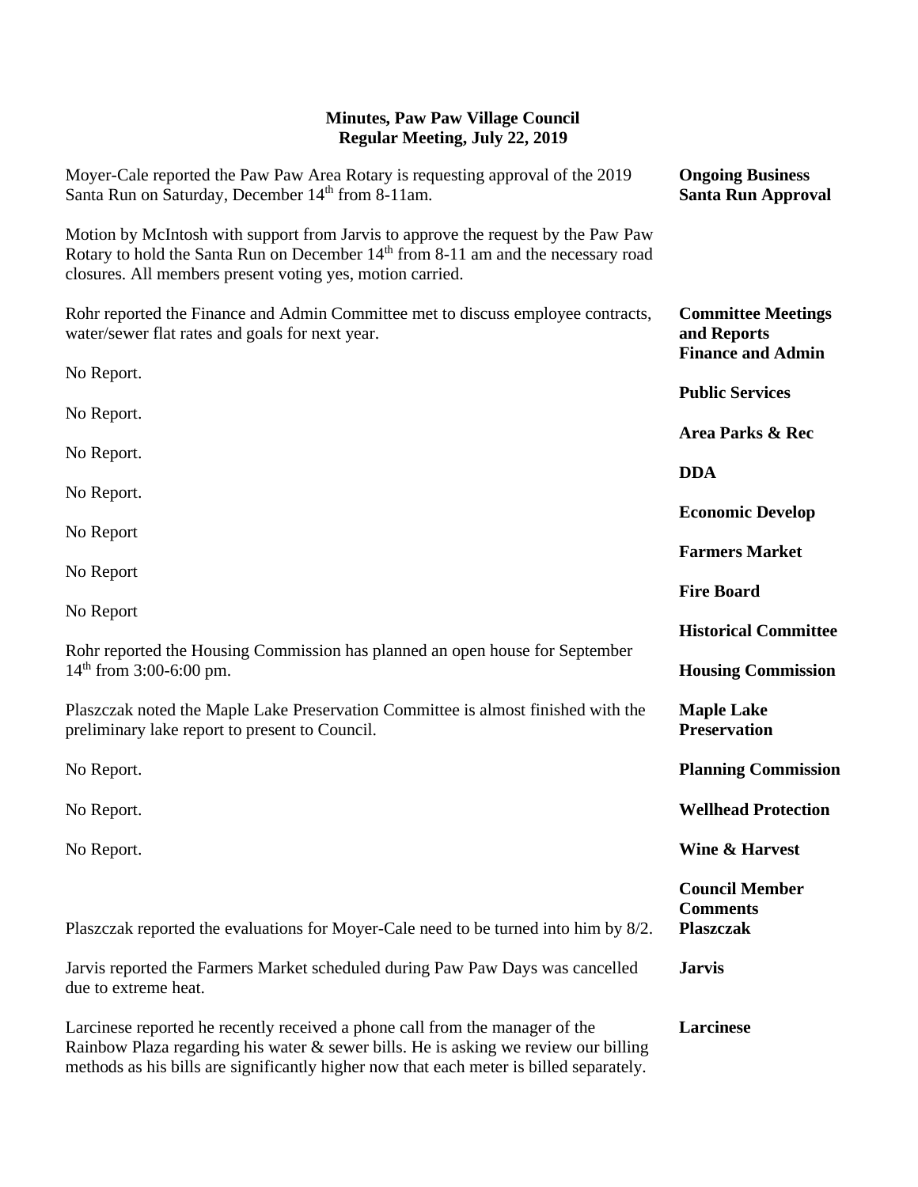**Minutes, Paw Paw Village Council**
**Regular Meeting, July 22, 2019**

**Ongoing Business**
**Santa Run Approval**

Moyer-Cale reported the Paw Paw Area Rotary is requesting approval of the 2019 Santa Run on Saturday, December 14th from 8-11am.

Motion by McIntosh with support from Jarvis to approve the request by the Paw Paw Rotary to hold the Santa Run on December 14th from 8-11 am and the necessary road closures. All members present voting yes, motion carried.

**Committee Meetings and Reports**

**Finance and Admin**

Rohr reported the Finance and Admin Committee met to discuss employee contracts, water/sewer flat rates and goals for next year.

**Public Services**

No Report.

**Area Parks & Rec**

No Report.

**DDA**

No Report.

**Economic Develop**

No Report.

**Farmers Market**

No Report

**Fire Board**

No Report

**Historical Committee**

No Report

**Housing Commission**

Rohr reported the Housing Commission has planned an open house for September 14th from 3:00-6:00 pm.

**Maple Lake Preservation**

Plaszczak noted the Maple Lake Preservation Committee is almost finished with the preliminary lake report to present to Council.

**Planning Commission**

No Report.

**Wellhead Protection**

No Report.

**Wine & Harvest**

No Report.

**Council Member Comments**

**Plaszczak**

Plaszczak reported the evaluations for Moyer-Cale need to be turned into him by 8/2.

**Jarvis**

Jarvis reported the Farmers Market scheduled during Paw Paw Days was cancelled due to extreme heat.

**Larcinese**

Larcinese reported he recently received a phone call from the manager of the Rainbow Plaza regarding his water & sewer bills. He is asking we review our billing methods as his bills are significantly higher now that each meter is billed separately.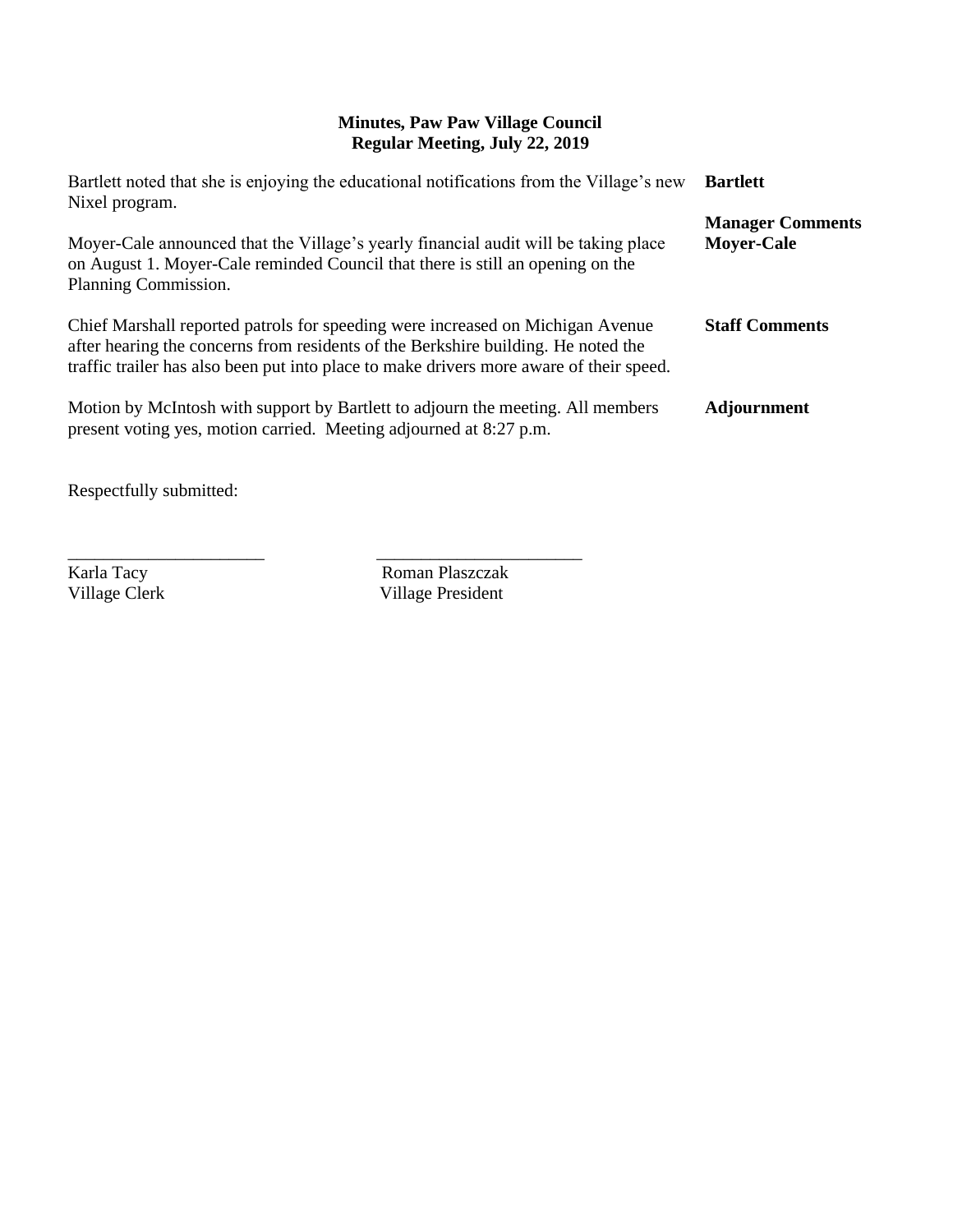**Minutes, Paw Paw Village Council**
**Regular Meeting, July 22, 2019**

Bartlett noted that she is enjoying the educational notifications from the Village's new Nixel program. **Bartlett**

**Manager Comments**

Moyer-Cale announced that the Village's yearly financial audit will be taking place on August 1. Moyer-Cale reminded Council that there is still an opening on the Planning Commission. **Moyer-Cale**

Chief Marshall reported patrols for speeding were increased on Michigan Avenue after hearing the concerns from residents of the Berkshire building. He noted the traffic trailer has also been put into place to make drivers more aware of their speed. **Staff Comments**

Motion by McIntosh with support by Bartlett to adjourn the meeting. All members present voting yes, motion carried. Meeting adjourned at 8:27 p.m. **Adjournment**

Respectfully submitted:

______________________ ______________________

Karla Tacy
Village Clerk

Roman Plaszczak
Village President